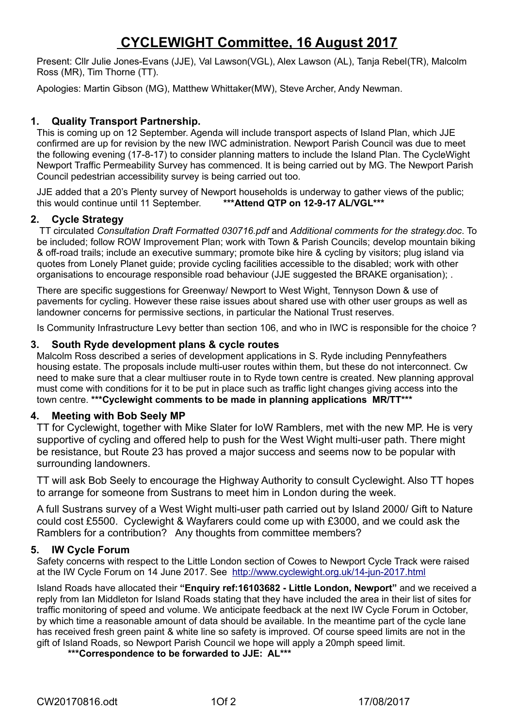# CYCLEWIGHT Committee, 16 August 2017

Present: Cllr Julie Jones-Evans (JJE), Val Lawson(VGL), Alex Lawson (AL), Tanja Rebel(TR), Malcolm Ross (MR), Tim Thorne (TT).

Apologies: Martin Gibson (MG), Matthew Whittaker(MW), Steve Archer, Andy Newman.

## 1. Quality Transport Partnership.

This is coming up on 12 September. Agenda will include transport aspects of Island Plan, which JJE confirmed are up for revision by the new IWC administration. Newport Parish Council was due to meet the following evening (17-8-17) to consider planning matters to include the Island Plan. The CycleWight Newport Traffic Permeability Survey has commenced. It is being carried out by MG. The Newport Parish Council pedestrian accessibility survey is being carried out too.

JJE added that a 20's Plenty survey of Newport households is underway to gather views of the public; this would continue until 11 September. **\*\*\*Attend QTP on 12-9-17 AL/VGL\*\*\***

## 2. Cycle Strategy

TT circulated *Consultation Draft Formatted 030716.pdf* and *Additional comments for the strategy.doc*. To be included; follow ROW Improvement Plan; work with Town & Parish Councils; develop mountain biking & off-road trails; include an executive summary; promote bike hire & cycling by visitors; plug island via quotes from Lonely Planet guide; provide cycling facilities accessible to the disabled; work with other organisations to encourage responsible road behaviour (JJE suggested the BRAKE organisation); .

There are specific suggestions for Greenway/ Newport to West Wight, Tennyson Down & use of pavements for cycling. However these raise issues about shared use with other user groups as well as landowner concerns for permissive sections, in particular the National Trust reserves.

Is Community Infrastructure Levy better than section 106, and who in IWC is responsible for the choice ?

## 3. South Ryde development plans & cycle routes

Malcolm Ross described a series of development applications in S. Ryde including Pennyfeathers housing estate. The proposals include multi-user routes within them, but these do not interconnect. Cw need to make sure that a clear multiuser route in to Ryde town centre is created. New planning approval must come with conditions for it to be put in place such as traffic light changes giving access into the town centre. **\*\*\*Cyclewight comments to be made in planning applications MR/TT\*\*\***

## 4. Meeting with Bob Seely MP

TT for Cyclewight, together with Mike Slater for IoW Ramblers, met with the new MP. He is very supportive of cycling and offered help to push for the West Wight multi-user path. There might be resistance, but Route 23 has proved a major success and seems now to be popular with surrounding landowners.

TT will ask Bob Seely to encourage the Highway Authority to consult Cyclewight. Also TT hopes to arrange for someone from Sustrans to meet him in London during the week.

A full Sustrans survey of a West Wight multi-user path carried out by Island 2000/ Gift to Nature could cost £5500. Cyclewight & Wayfarers could come up with £3000, and we could ask the Ramblers for a contribution? Any thoughts from committee members?

## 5. IW Cycle Forum

Safety concerns with respect to the Little London section of Cowes to Newport Cycle Track were raised at the IW Cycle Forum on 14 June 2017. See http://www.cyclewight.org.uk/14-jun-2017.html

Island Roads have allocated their **"Enquiry ref:16103682 - Little London, Newport"** and we received a reply from Ian Middleton for Island Roads stating that they have included the area in their list of sites for traffic monitoring of speed and volume. We anticipate feedback at the next IW Cycle Forum in October, by which time a reasonable amount of data should be available. In the meantime part of the cycle lane has received fresh green paint & white line so safety is improved. Of course speed limits are not in the gift of Island Roads, so Newport Parish Council we hope will apply a 20mph speed limit.

**\*\*\*Correspondence to be forwarded to JJE: AL\*\*\***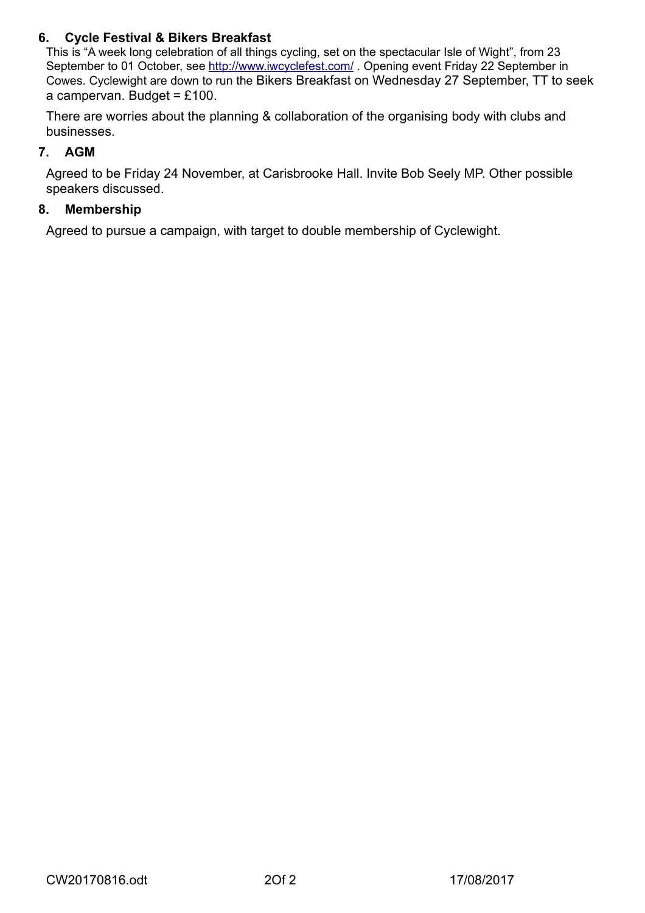## 6. Cycle Festival & Bikers Breakfast

This is "A week long celebration of all things cycling, set on the spectacular Isle of Wight", from 23 September to 01 October, see http://www.iwcyclefest.com/ . Opening event Friday 22 September in Cowes. Cyclewight are down to run the Bikers Breakfast on Wednesday 27 September, TT to seek a campervan. Budget = £100.

There are worries about the planning & collaboration of the organising body with clubs and businesses.

## 7. AGM

Agreed to be Friday 24 November, at Carisbrooke Hall. Invite Bob Seely MP. Other possible speakers discussed.

## 8. Membership

Agreed to pursue a campaign, with target to double membership of Cyclewight.